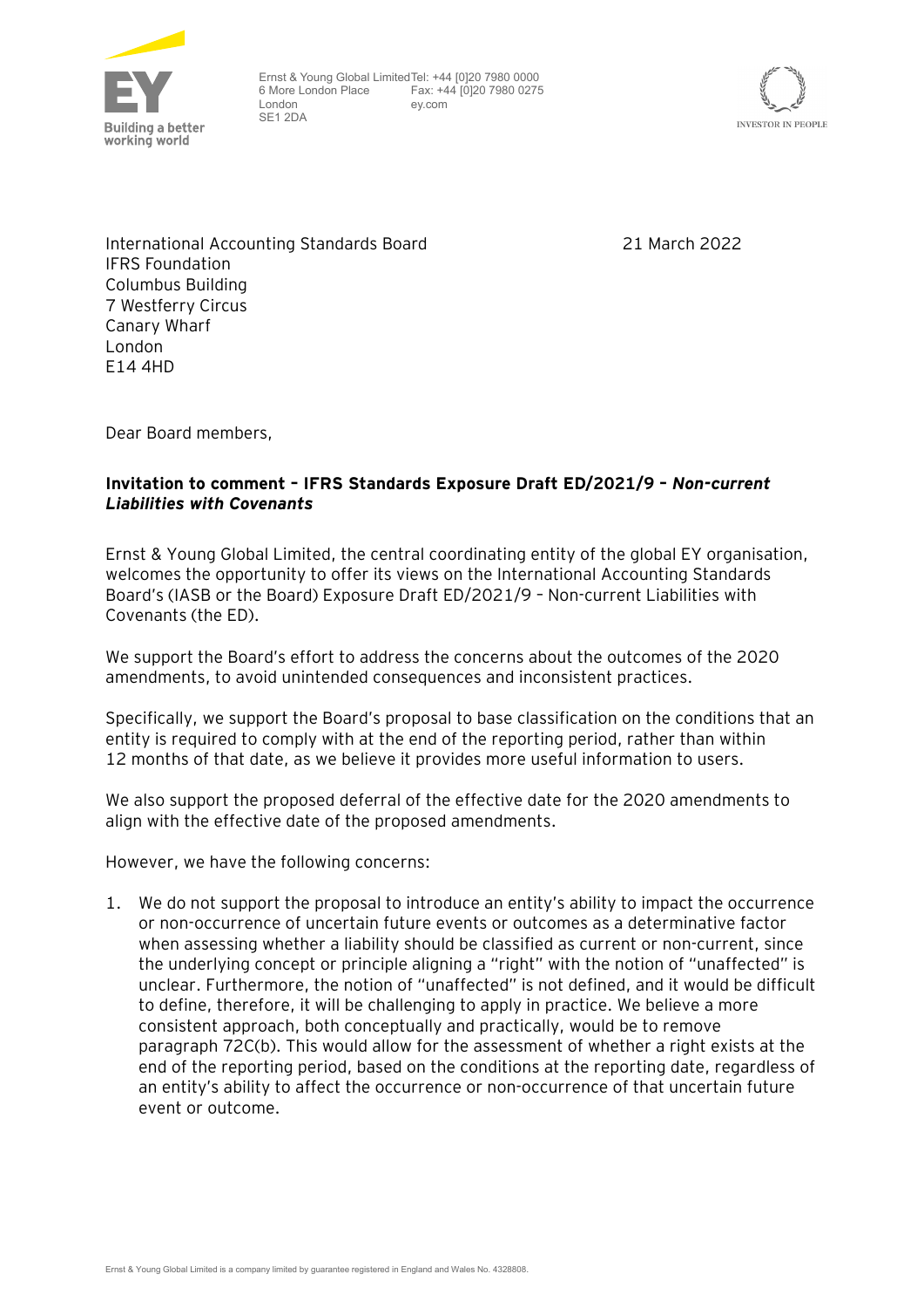Ernst & Young Global Limited
6 More London Place
London
SE1 2DA

Tel: +44 [0]20 7980 0000
Fax: +44 [0]20 7980 0275
ey.com

International Accounting Standards Board
IFRS Foundation
Columbus Building
7 Westferry Circus
Canary Wharf
London
E14 4HD

21 March 2022

Dear Board members,

**Invitation to comment – IFRS Standards Exposure Draft ED/2021/9 – *Non-current Liabilities with Covenants***

Ernst & Young Global Limited, the central coordinating entity of the global EY organisation, welcomes the opportunity to offer its views on the International Accounting Standards Board's (IASB or the Board) Exposure Draft ED/2021/9 – Non-current Liabilities with Covenants (the ED).

We support the Board's effort to address the concerns about the outcomes of the 2020 amendments, to avoid unintended consequences and inconsistent practices.

Specifically, we support the Board's proposal to base classification on the conditions that an entity is required to comply with at the end of the reporting period, rather than within 12 months of that date, as we believe it provides more useful information to users.

We also support the proposed deferral of the effective date for the 2020 amendments to align with the effective date of the proposed amendments.

However, we have the following concerns:

1. We do not support the proposal to introduce an entity's ability to impact the occurrence or non-occurrence of uncertain future events or outcomes as a determinative factor when assessing whether a liability should be classified as current or non-current, since the underlying concept or principle aligning a "right" with the notion of "unaffected" is unclear. Furthermore, the notion of "unaffected" is not defined, and it would be difficult to define, therefore, it will be challenging to apply in practice. We believe a more consistent approach, both conceptually and practically, would be to remove paragraph 72C(b). This would allow for the assessment of whether a right exists at the end of the reporting period, based on the conditions at the reporting date, regardless of an entity's ability to affect the occurrence or non-occurrence of that uncertain future event or outcome.

Ernst & Young Global Limited is a company limited by guarantee registered in England and Wales No. 4328808.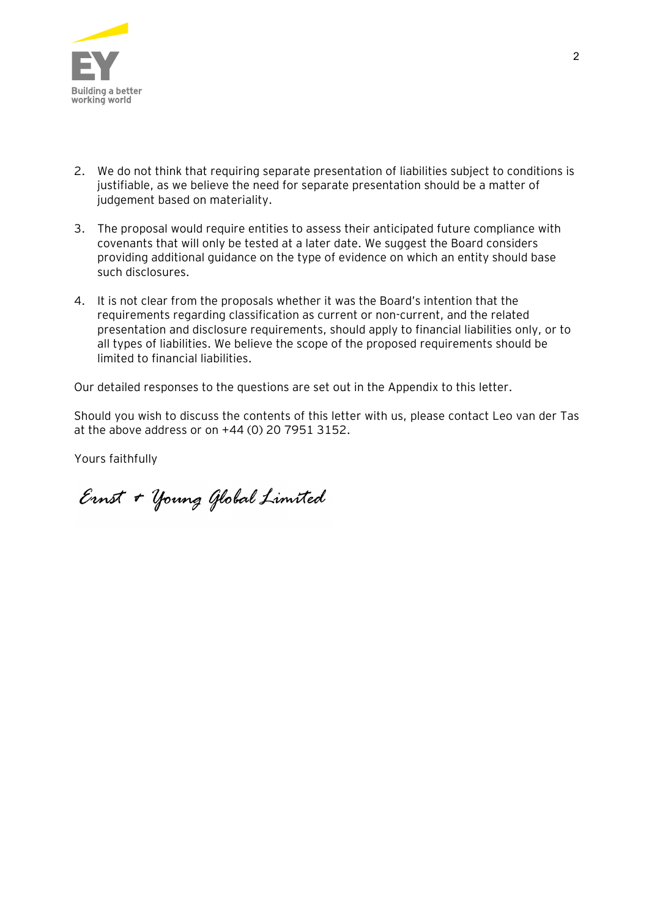2. We do not think that requiring separate presentation of liabilities subject to conditions is justifiable, as we believe the need for separate presentation should be a matter of judgement based on materiality.

3. The proposal would require entities to assess their anticipated future compliance with covenants that will only be tested at a later date. We suggest the Board considers providing additional guidance on the type of evidence on which an entity should base such disclosures.

4. It is not clear from the proposals whether it was the Board's intention that the requirements regarding classification as current or non-current, and the related presentation and disclosure requirements, should apply to financial liabilities only, or to all types of liabilities. We believe the scope of the proposed requirements should be limited to financial liabilities.

Our detailed responses to the questions are set out in the Appendix to this letter.

Should you wish to discuss the contents of this letter with us, please contact Leo van der Tas at the above address or on +44 (0) 20 7951 3152.

Yours faithfully

Ernst & Young Global Limited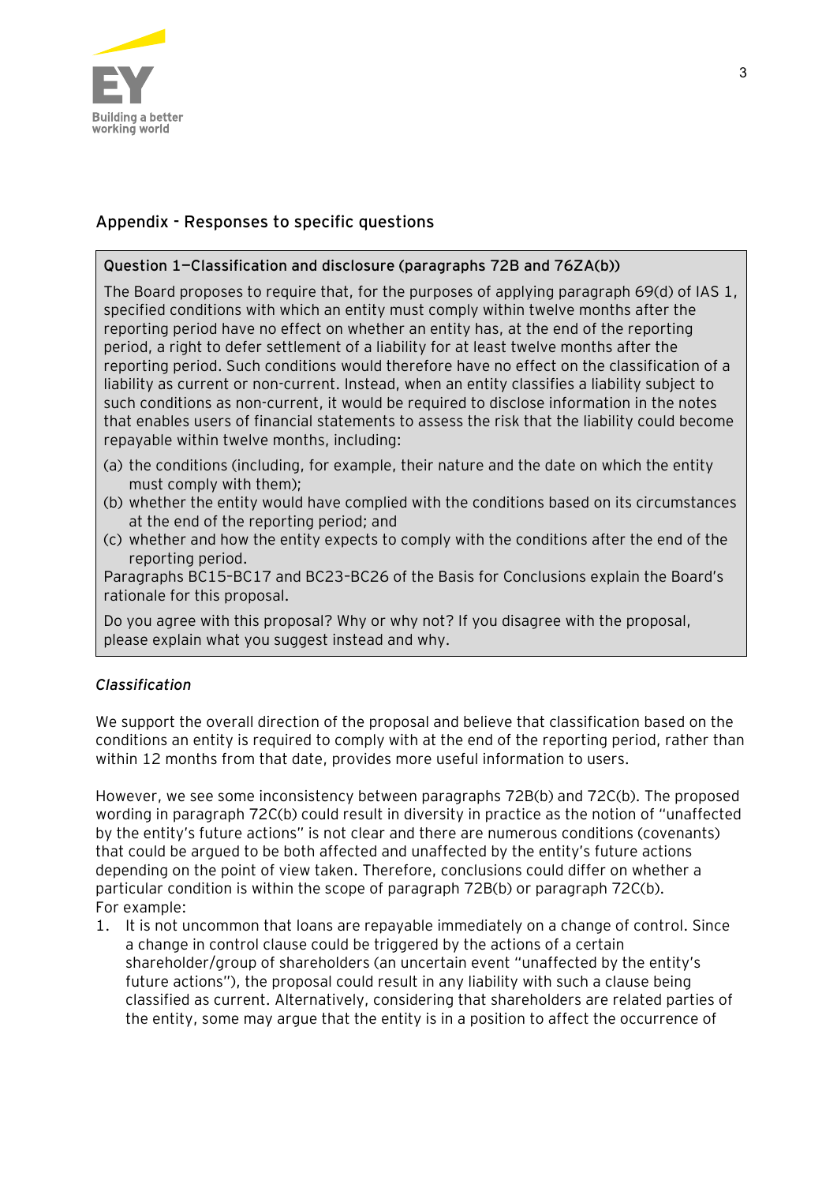## Appendix - Responses to specific questions

**Question 1—Classification and disclosure (paragraphs 72B and 76ZA(b))**

The Board proposes to require that, for the purposes of applying paragraph 69(d) of IAS 1, specified conditions with which an entity must comply within twelve months after the reporting period have no effect on whether an entity has, at the end of the reporting period, a right to defer settlement of a liability for at least twelve months after the reporting period. Such conditions would therefore have no effect on the classification of a liability as current or non-current. Instead, when an entity classifies a liability subject to such conditions as non-current, it would be required to disclose information in the notes that enables users of financial statements to assess the risk that the liability could become repayable within twelve months, including:

(a) the conditions (including, for example, their nature and the date on which the entity must comply with them);
(b) whether the entity would have complied with the conditions based on its circumstances at the end of the reporting period; and
(c) whether and how the entity expects to comply with the conditions after the end of the reporting period.

Paragraphs BC15–BC17 and BC23–BC26 of the Basis for Conclusions explain the Board's rationale for this proposal.

Do you agree with this proposal? Why or why not? If you disagree with the proposal, please explain what you suggest instead and why.

### *Classification*

We support the overall direction of the proposal and believe that classification based on the conditions an entity is required to comply with at the end of the reporting period, rather than within 12 months from that date, provides more useful information to users.

However, we see some inconsistency between paragraphs 72B(b) and 72C(b). The proposed wording in paragraph 72C(b) could result in diversity in practice as the notion of "unaffected by the entity's future actions" is not clear and there are numerous conditions (covenants) that could be argued to be both affected and unaffected by the entity's future actions depending on the point of view taken. Therefore, conclusions could differ on whether a particular condition is within the scope of paragraph 72B(b) or paragraph 72C(b). For example:

1. It is not uncommon that loans are repayable immediately on a change of control. Since a change in control clause could be triggered by the actions of a certain shareholder/group of shareholders (an uncertain event "unaffected by the entity's future actions"), the proposal could result in any liability with such a clause being classified as current. Alternatively, considering that shareholders are related parties of the entity, some may argue that the entity is in a position to affect the occurrence of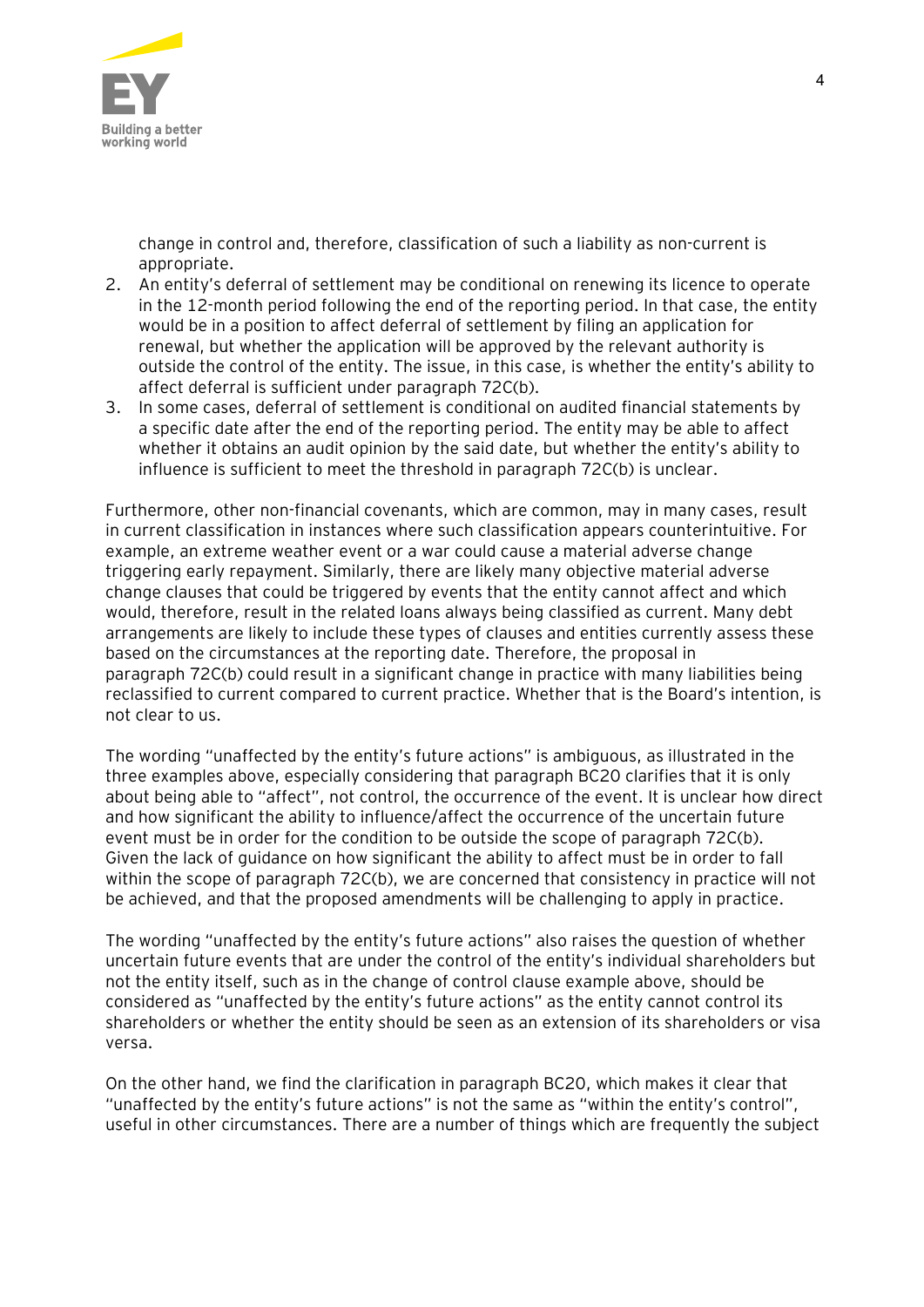change in control and, therefore, classification of such a liability as non-current is appropriate.

2. An entity's deferral of settlement may be conditional on renewing its licence to operate in the 12-month period following the end of the reporting period. In that case, the entity would be in a position to affect deferral of settlement by filing an application for renewal, but whether the application will be approved by the relevant authority is outside the control of the entity. The issue, in this case, is whether the entity's ability to affect deferral is sufficient under paragraph 72C(b).
3. In some cases, deferral of settlement is conditional on audited financial statements by a specific date after the end of the reporting period. The entity may be able to affect whether it obtains an audit opinion by the said date, but whether the entity's ability to influence is sufficient to meet the threshold in paragraph 72C(b) is unclear.

Furthermore, other non-financial covenants, which are common, may in many cases, result in current classification in instances where such classification appears counterintuitive. For example, an extreme weather event or a war could cause a material adverse change triggering early repayment. Similarly, there are likely many objective material adverse change clauses that could be triggered by events that the entity cannot affect and which would, therefore, result in the related loans always being classified as current. Many debt arrangements are likely to include these types of clauses and entities currently assess these based on the circumstances at the reporting date. Therefore, the proposal in paragraph 72C(b) could result in a significant change in practice with many liabilities being reclassified to current compared to current practice. Whether that is the Board's intention, is not clear to us.

The wording "unaffected by the entity's future actions" is ambiguous, as illustrated in the three examples above, especially considering that paragraph BC20 clarifies that it is only about being able to "affect", not control, the occurrence of the event. It is unclear how direct and how significant the ability to influence/affect the occurrence of the uncertain future event must be in order for the condition to be outside the scope of paragraph 72C(b). Given the lack of guidance on how significant the ability to affect must be in order to fall within the scope of paragraph 72C(b), we are concerned that consistency in practice will not be achieved, and that the proposed amendments will be challenging to apply in practice.

The wording "unaffected by the entity's future actions" also raises the question of whether uncertain future events that are under the control of the entity's individual shareholders but not the entity itself, such as in the change of control clause example above, should be considered as "unaffected by the entity's future actions" as the entity cannot control its shareholders or whether the entity should be seen as an extension of its shareholders or visa versa.

On the other hand, we find the clarification in paragraph BC20, which makes it clear that "unaffected by the entity's future actions" is not the same as "within the entity's control", useful in other circumstances. There are a number of things which are frequently the subject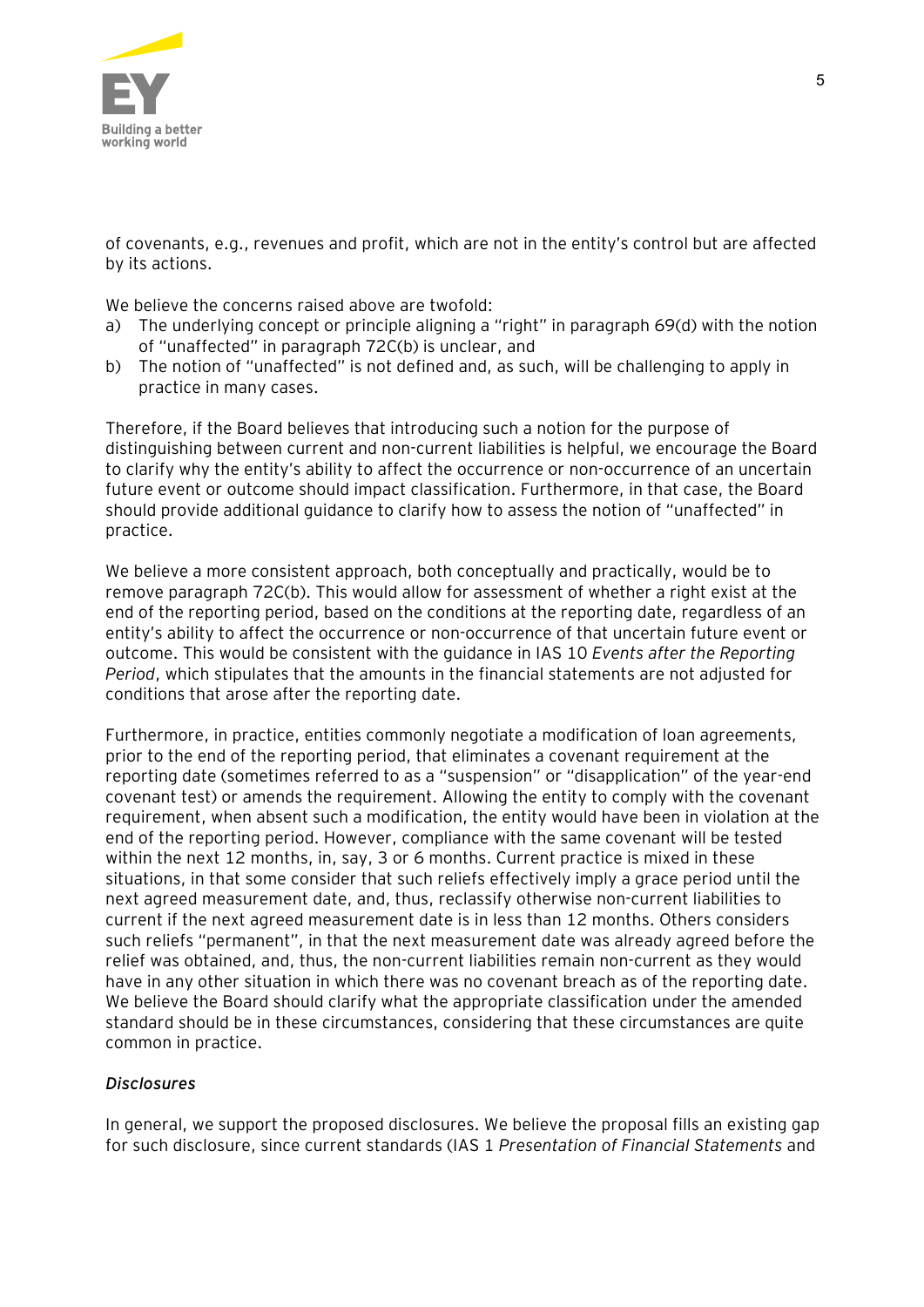of covenants, e.g., revenues and profit, which are not in the entity's control but are affected by its actions.

We believe the concerns raised above are twofold:

a) The underlying concept or principle aligning a "right" in paragraph 69(d) with the notion of "unaffected" in paragraph 72C(b) is unclear, and
b) The notion of "unaffected" is not defined and, as such, will be challenging to apply in practice in many cases.

Therefore, if the Board believes that introducing such a notion for the purpose of distinguishing between current and non-current liabilities is helpful, we encourage the Board to clarify why the entity's ability to affect the occurrence or non-occurrence of an uncertain future event or outcome should impact classification. Furthermore, in that case, the Board should provide additional guidance to clarify how to assess the notion of "unaffected" in practice.

We believe a more consistent approach, both conceptually and practically, would be to remove paragraph 72C(b). This would allow for assessment of whether a right exist at the end of the reporting period, based on the conditions at the reporting date, regardless of an entity's ability to affect the occurrence or non-occurrence of that uncertain future event or outcome. This would be consistent with the guidance in IAS 10 *Events after the Reporting Period*, which stipulates that the amounts in the financial statements are not adjusted for conditions that arose after the reporting date.

Furthermore, in practice, entities commonly negotiate a modification of loan agreements, prior to the end of the reporting period, that eliminates a covenant requirement at the reporting date (sometimes referred to as a "suspension" or "disapplication" of the year-end covenant test) or amends the requirement. Allowing the entity to comply with the covenant requirement, when absent such a modification, the entity would have been in violation at the end of the reporting period. However, compliance with the same covenant will be tested within the next 12 months, in, say, 3 or 6 months. Current practice is mixed in these situations, in that some consider that such reliefs effectively imply a grace period until the next agreed measurement date, and, thus, reclassify otherwise non-current liabilities to current if the next agreed measurement date is in less than 12 months. Others considers such reliefs "permanent", in that the next measurement date was already agreed before the relief was obtained, and, thus, the non-current liabilities remain non-current as they would have in any other situation in which there was no covenant breach as of the reporting date. We believe the Board should clarify what the appropriate classification under the amended standard should be in these circumstances, considering that these circumstances are quite common in practice.

*Disclosures*

In general, we support the proposed disclosures. We believe the proposal fills an existing gap for such disclosure, since current standards (IAS 1 *Presentation of Financial Statements* and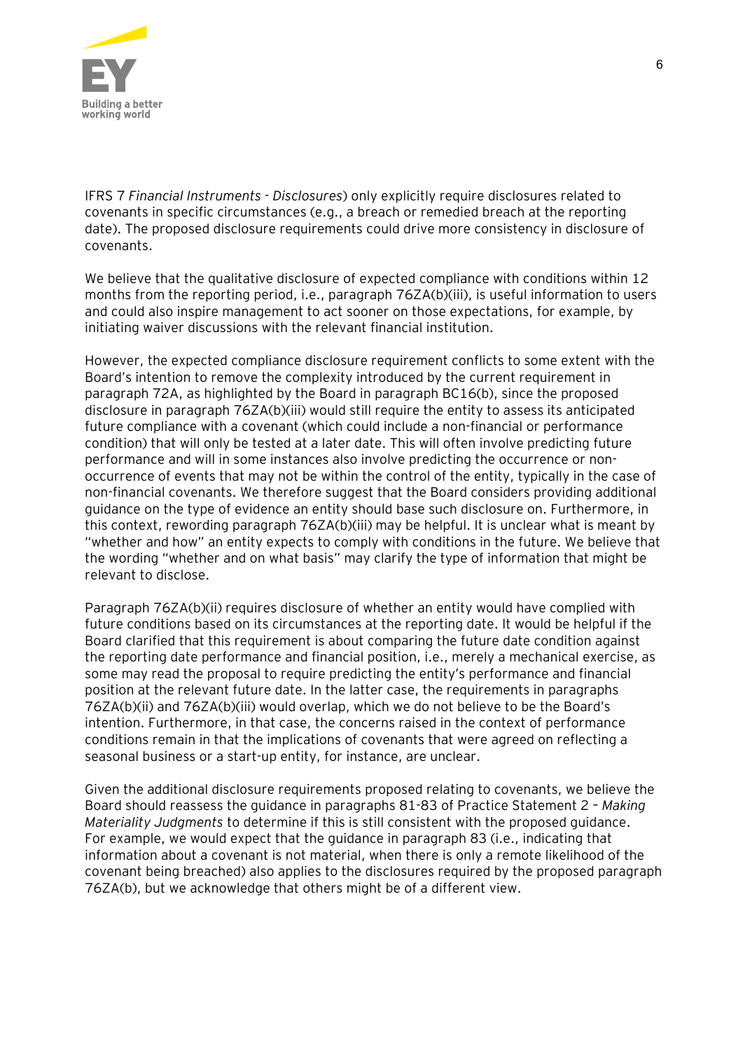IFRS 7 *Financial Instruments - Disclosures*) only explicitly require disclosures related to covenants in specific circumstances (e.g., a breach or remedied breach at the reporting date). The proposed disclosure requirements could drive more consistency in disclosure of covenants.

We believe that the qualitative disclosure of expected compliance with conditions within 12 months from the reporting period, i.e., paragraph 76ZA(b)(iii), is useful information to users and could also inspire management to act sooner on those expectations, for example, by initiating waiver discussions with the relevant financial institution.

However, the expected compliance disclosure requirement conflicts to some extent with the Board's intention to remove the complexity introduced by the current requirement in paragraph 72A, as highlighted by the Board in paragraph BC16(b), since the proposed disclosure in paragraph 76ZA(b)(iii) would still require the entity to assess its anticipated future compliance with a covenant (which could include a non-financial or performance condition) that will only be tested at a later date. This will often involve predicting future performance and will in some instances also involve predicting the occurrence or non-occurrence of events that may not be within the control of the entity, typically in the case of non-financial covenants. We therefore suggest that the Board considers providing additional guidance on the type of evidence an entity should base such disclosure on. Furthermore, in this context, rewording paragraph 76ZA(b)(iii) may be helpful. It is unclear what is meant by "whether and how" an entity expects to comply with conditions in the future. We believe that the wording "whether and on what basis" may clarify the type of information that might be relevant to disclose.

Paragraph 76ZA(b)(ii) requires disclosure of whether an entity would have complied with future conditions based on its circumstances at the reporting date. It would be helpful if the Board clarified that this requirement is about comparing the future date condition against the reporting date performance and financial position, i.e., merely a mechanical exercise, as some may read the proposal to require predicting the entity's performance and financial position at the relevant future date. In the latter case, the requirements in paragraphs 76ZA(b)(ii) and 76ZA(b)(iii) would overlap, which we do not believe to be the Board's intention. Furthermore, in that case, the concerns raised in the context of performance conditions remain in that the implications of covenants that were agreed on reflecting a seasonal business or a start-up entity, for instance, are unclear.

Given the additional disclosure requirements proposed relating to covenants, we believe the Board should reassess the guidance in paragraphs 81-83 of Practice Statement 2 – *Making Materiality Judgments* to determine if this is still consistent with the proposed guidance. For example, we would expect that the guidance in paragraph 83 (i.e., indicating that information about a covenant is not material, when there is only a remote likelihood of the covenant being breached) also applies to the disclosures required by the proposed paragraph 76ZA(b), but we acknowledge that others might be of a different view.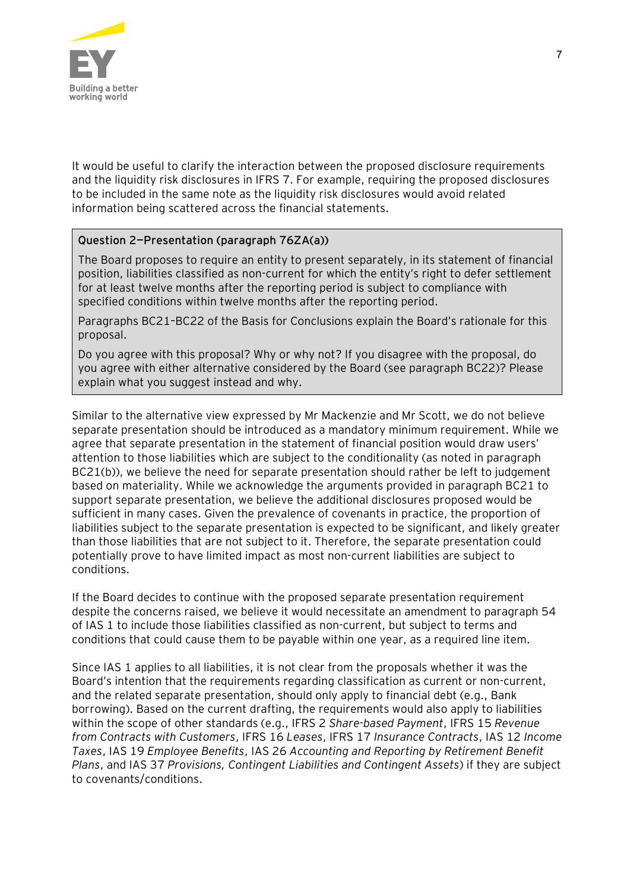It would be useful to clarify the interaction between the proposed disclosure requirements and the liquidity risk disclosures in IFRS 7. For example, requiring the proposed disclosures to be included in the same note as the liquidity risk disclosures would avoid related information being scattered across the financial statements.

> **Question 2—Presentation (paragraph 76ZA(a))**
>
> The Board proposes to require an entity to present separately, in its statement of financial position, liabilities classified as non-current for which the entity's right to defer settlement for at least twelve months after the reporting period is subject to compliance with specified conditions within twelve months after the reporting period.
>
> Paragraphs BC21–BC22 of the Basis for Conclusions explain the Board's rationale for this proposal.
>
> Do you agree with this proposal? Why or why not? If you disagree with the proposal, do you agree with either alternative considered by the Board (see paragraph BC22)? Please explain what you suggest instead and why.

Similar to the alternative view expressed by Mr Mackenzie and Mr Scott, we do not believe separate presentation should be introduced as a mandatory minimum requirement. While we agree that separate presentation in the statement of financial position would draw users' attention to those liabilities which are subject to the conditionality (as noted in paragraph BC21(b)), we believe the need for separate presentation should rather be left to judgement based on materiality. While we acknowledge the arguments provided in paragraph BC21 to support separate presentation, we believe the additional disclosures proposed would be sufficient in many cases. Given the prevalence of covenants in practice, the proportion of liabilities subject to the separate presentation is expected to be significant, and likely greater than those liabilities that are not subject to it. Therefore, the separate presentation could potentially prove to have limited impact as most non-current liabilities are subject to conditions.

If the Board decides to continue with the proposed separate presentation requirement despite the concerns raised, we believe it would necessitate an amendment to paragraph 54 of IAS 1 to include those liabilities classified as non-current, but subject to terms and conditions that could cause them to be payable within one year, as a required line item.

Since IAS 1 applies to all liabilities, it is not clear from the proposals whether it was the Board's intention that the requirements regarding classification as current or non-current, and the related separate presentation, should only apply to financial debt (e.g., Bank borrowing). Based on the current drafting, the requirements would also apply to liabilities within the scope of other standards (e.g., IFRS 2 *Share-based Payment*, IFRS 15 *Revenue from Contracts with Customers*, IFRS 16 *Leases*, IFRS 17 *Insurance Contracts*, IAS 12 *Income Taxes*, IAS 19 *Employee Benefits*, IAS 26 *Accounting and Reporting by Retirement Benefit Plans*, and IAS 37 *Provisions, Contingent Liabilities and Contingent Assets*) if they are subject to covenants/conditions.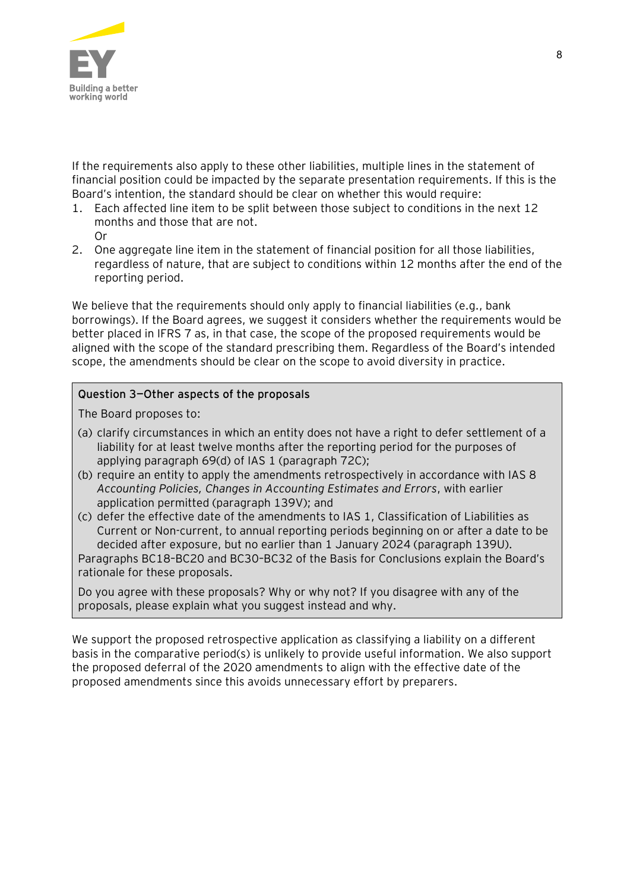If the requirements also apply to these other liabilities, multiple lines in the statement of financial position could be impacted by the separate presentation requirements. If this is the Board's intention, the standard should be clear on whether this would require:

1. Each affected line item to be split between those subject to conditions in the next 12 months and those that are not.
   Or
2. One aggregate line item in the statement of financial position for all those liabilities, regardless of nature, that are subject to conditions within 12 months after the end of the reporting period.

We believe that the requirements should only apply to financial liabilities (e.g., bank borrowings). If the Board agrees, we suggest it considers whether the requirements would be better placed in IFRS 7 as, in that case, the scope of the proposed requirements would be aligned with the scope of the standard prescribing them. Regardless of the Board's intended scope, the amendments should be clear on the scope to avoid diversity in practice.

**Question 3—Other aspects of the proposals**

The Board proposes to:

(a) clarify circumstances in which an entity does not have a right to defer settlement of a liability for at least twelve months after the reporting period for the purposes of applying paragraph 69(d) of IAS 1 (paragraph 72C);

(b) require an entity to apply the amendments retrospectively in accordance with IAS 8 *Accounting Policies, Changes in Accounting Estimates and Errors*, with earlier application permitted (paragraph 139V); and

(c) defer the effective date of the amendments to IAS 1, Classification of Liabilities as Current or Non-current, to annual reporting periods beginning on or after a date to be decided after exposure, but no earlier than 1 January 2024 (paragraph 139U).

Paragraphs BC18–BC20 and BC30–BC32 of the Basis for Conclusions explain the Board's rationale for these proposals.

Do you agree with these proposals? Why or why not? If you disagree with any of the proposals, please explain what you suggest instead and why.

We support the proposed retrospective application as classifying a liability on a different basis in the comparative period(s) is unlikely to provide useful information. We also support the proposed deferral of the 2020 amendments to align with the effective date of the proposed amendments since this avoids unnecessary effort by preparers.